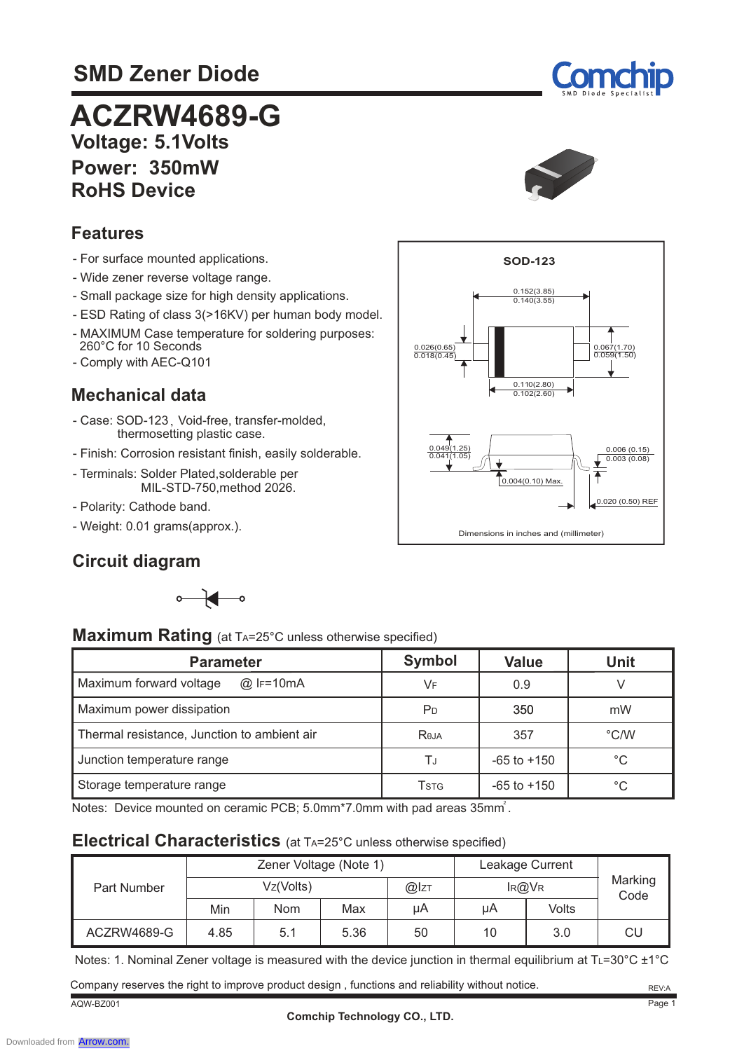# SMD Zener Diode

# ACZRW4689-G

## Voltage: 5.1Volts
## Power: 350mW
## RoHS Device

## Features

- For surface mounted applications.
- Wide zener reverse voltage range.
- Small package size for high density applications.
- ESD Rating of class 3(>16KV) per human body model.
- MAXIMUM Case temperature for soldering purposes: 260°C for 10 Seconds
- Comply with AEC-Q101

## Mechanical data

- Case: SOD-123, Void-free, transfer-molded, thermosetting plastic case.
- Finish: Corrosion resistant finish, easily solderable.
- Terminals: Solder Plated,solderable per MIL-STD-750,method 2026.
- Polarity: Cathode band.
- Weight: 0.01 grams(approx.).

SOD-123

0.152(3.85)
0.140(3.55)

0.026(0.65)
0.018(0.45)

0.067(1.70)
0.059(1.50)

0.110(2.80)
0.102(2.60)

0.049(1.25)
0.041(1.05)

0.006 (0.15)
0.003 (0.08)

0.004(0.10) Max.

0.020 (0.50) REF

Dimensions in inches and (millimeter)

## Circuit diagram

## Maximum Rating (at $T_A$=25°C unless otherwise specified)

| Parameter | Symbol | Value | Unit |
|---|---|---|---|
| Maximum forward voltage @ $I_F$=10mA | $V_F$ | 0.9 | V |
| Maximum power dissipation | $P_D$ | 350 | mW |
| Thermal resistance, Junction to ambient air | $R_{\theta JA}$ | 357 | °C/W |
| Junction temperature range | $T_J$ | -65 to +150 | °C |
| Storage temperature range | $T_{STG}$ | -65 to +150 | °C |

Notes: Device mounted on ceramic PCB; 5.0mm*7.0mm with pad areas 35mm$^2$.

## Electrical Characteristics (at $T_A$=25°C unless otherwise specified)

| Part Number | Zener Voltage (Note 1) | | | | Leakage Current | | Marking Code |
|---|---|---|---|---|---|---|---|
| | $V_Z$(Volts) | | | @$I_{ZT}$ | $I_R$@$V_R$ | | |
| | Min | Nom | Max | μA | μA | Volts | |
| ACZRW4689-G | 4.85 | 5.1 | 5.36 | 50 | 10 | 3.0 | CU |

Notes: 1. Nominal Zener voltage is measured with the device junction in thermal equilibrium at $T_L$=30°C ±1°C

Company reserves the right to improve product design , functions and reliability without notice.

REV:A

AQW-BZ001

Comchip Technology CO., LTD.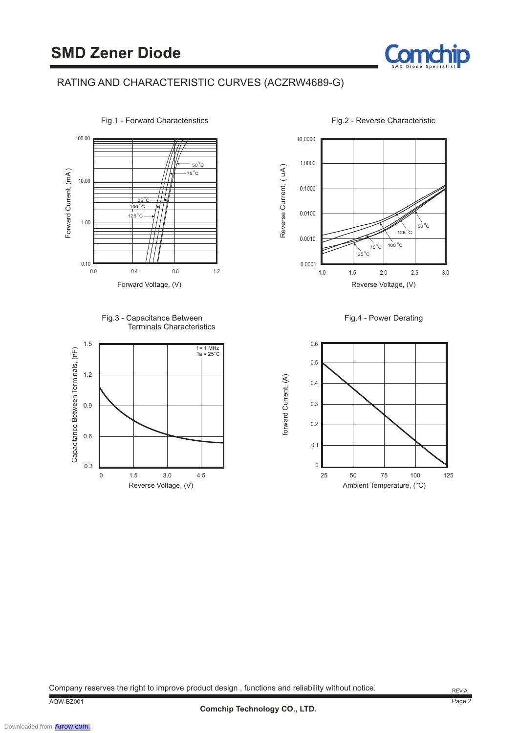# SMD Zener Diode

RATING AND CHARACTERISTIC CURVES (ACZRW4689-G)

Fig.1 - Forward Characteristics

Forward Current, (mA)

100.00
10.00
1.00
0.10

0.0 0.4 0.8 1.2

Forward Voltage, (V)

50 °C
75 °C
25 °C
100 °C
125 °C

Fig.2 - Reverse Characteristic

Reverse Current, ( uA )

10,0000
1.0000
0.1000
0.0100
0.0010
0.0001

1.0 1.5 2.0 2.5 3.0

Reverse Voltage, (V)

50 °C
125 °C
100 °C
75 °C
25 °C

Fig.3 - Capacitance Between Terminals Characteristics

Capacitance Between Terminals, (pF)

1.5
1.2
0.9
0.6
0.3

0 1.5 3.0 4.5

Reverse Voltage, (V)

f = 1 MHz
Ta = 25°C

Fig.4 - Power Derating

forward Current, (A)

0.6
0.5
0.4
0.3
0.2
0.1
0

25 50 75 100 125

Ambient Temperature, (°C)

Company reserves the right to improve product design , functions and reliability without notice.

REV:A

AQW-BZ001

Comchip Technology CO., LTD.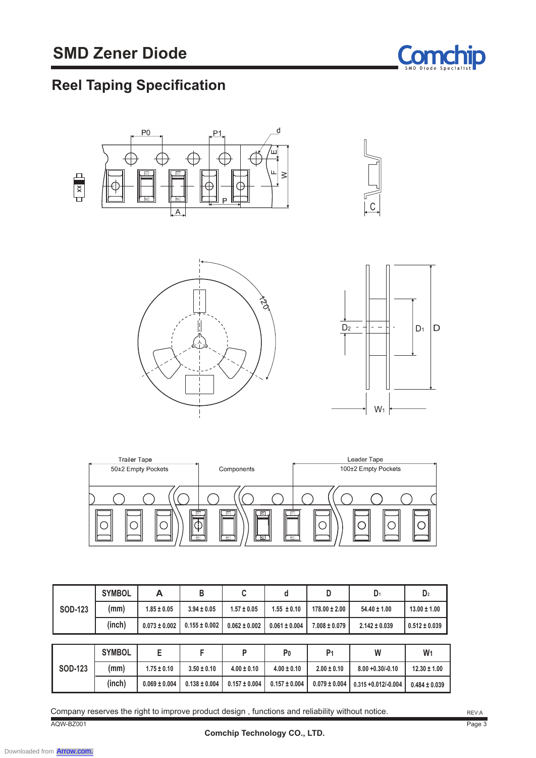# SMD Zener Diode

## Reel Taping Specification

Trailer Tape
50±2 Empty Pockets

Components

Leader Tape
100±2 Empty Pockets

| SOD-123 | SYMBOL | A | B | C | d | D | D1 | D2 |
|---|---|---|---|---|---|---|---|---|
| | (mm) | 1.85 ± 0.05 | 3.94 ± 0.05 | 1.57 ± 0.05 | 1.55 ± 0.10 | 178.00 ± 2.00 | 54.40 ± 1.00 | 13.00 ± 1.00 |
| | (inch) | 0.073 ± 0.002 | 0.155 ± 0.002 | 0.062 ± 0.002 | 0.061 ± 0.004 | 7.008 ± 0.079 | 2.142 ± 0.039 | 0.512 ± 0.039 |

| SOD-123 | SYMBOL | E | F | P | P0 | P1 | W | W1 |
|---|---|---|---|---|---|---|---|---|
| | (mm) | 1.75 ± 0.10 | 3.50 ± 0.10 | 4.00 ± 0.10 | 4.00 ± 0.10 | 2.00 ± 0.10 | 8.00 +0.30/-0.10 | 12.30 ± 1.00 |
| | (inch) | 0.069 ± 0.004 | 0.138 ± 0.004 | 0.157 ± 0.004 | 0.157 ± 0.004 | 0.079 ± 0.004 | 0.315 +0.012/-0.004 | 0.484 ± 0.039 |

Company reserves the right to improve product design , functions and reliability without notice.

AQW-BZ001 REV:A

Comchip Technology CO., LTD.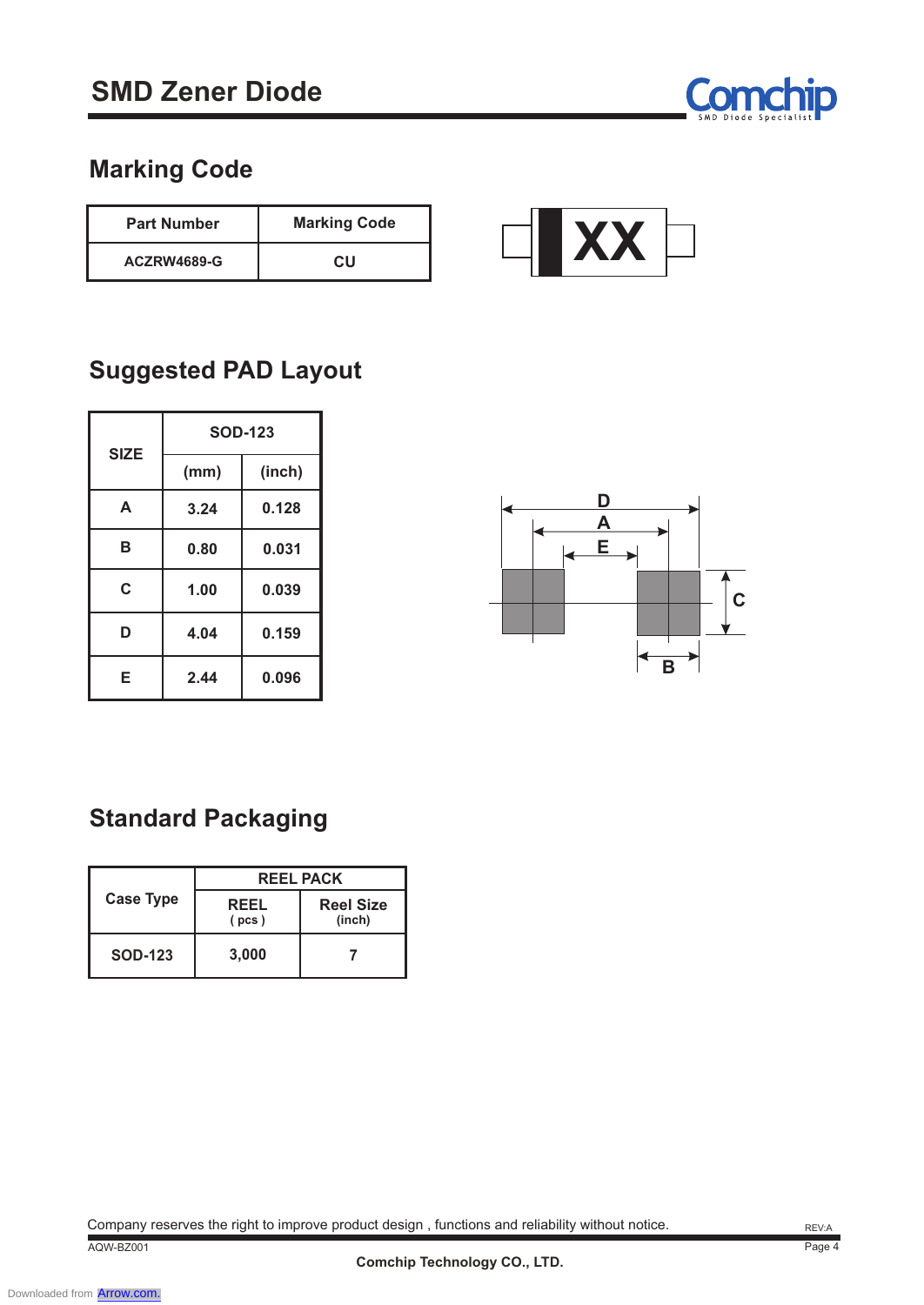## Marking Code

| Part Number | Marking Code |
|---|---|
| ACZRW4689-G | CU |

XX

## Suggested PAD Layout

| SIZE | SOD-123 | |
|---|---|---|
| | (mm) | (inch) |
| A | 3.24 | 0.128 |
| B | 0.80 | 0.031 |
| C | 1.00 | 0.039 |
| D | 4.04 | 0.159 |
| E | 2.44 | 0.096 |

D
A
E
C
B

## Standard Packaging

| Case Type | REEL PACK | |
|---|---|---|
| | REEL ( pcs ) | Reel Size (inch) |
| SOD-123 | 3,000 | 7 |

Company reserves the right to improve product design , functions and reliability without notice.

AQW-BZ001 REV:A

Comchip Technology CO., LTD.